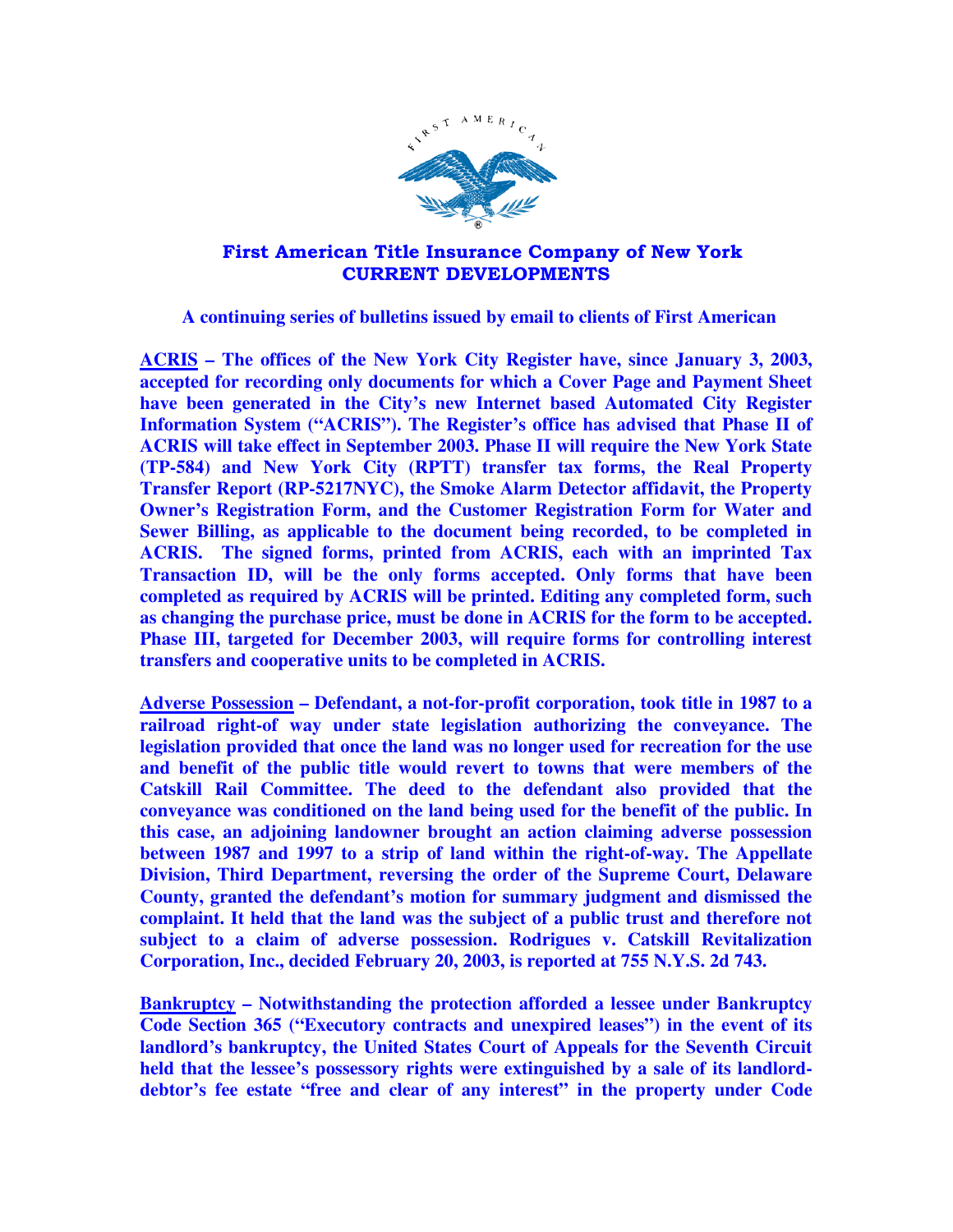# First American Title Insurance Company of New York
## CURRENT DEVELOPMENTS

**A continuing series of bulletins issued by email to clients of First American**

**ACRIS – The offices of the New York City Register have, since January 3, 2003, accepted for recording only documents for which a Cover Page and Payment Sheet have been generated in the City's new Internet based Automated City Register Information System ("ACRIS"). The Register's office has advised that Phase II of ACRIS will take effect in September 2003. Phase II will require the New York State (TP-584) and New York City (RPTT) transfer tax forms, the Real Property Transfer Report (RP-5217NYC), the Smoke Alarm Detector affidavit, the Property Owner's Registration Form, and the Customer Registration Form for Water and Sewer Billing, as applicable to the document being recorded, to be completed in ACRIS. The signed forms, printed from ACRIS, each with an imprinted Tax Transaction ID, will be the only forms accepted. Only forms that have been completed as required by ACRIS will be printed. Editing any completed form, such as changing the purchase price, must be done in ACRIS for the form to be accepted. Phase III, targeted for December 2003, will require forms for controlling interest transfers and cooperative units to be completed in ACRIS.**

**Adverse Possession – Defendant, a not-for-profit corporation, took title in 1987 to a railroad right-of way under state legislation authorizing the conveyance. The legislation provided that once the land was no longer used for recreation for the use and benefit of the public title would revert to towns that were members of the Catskill Rail Committee. The deed to the defendant also provided that the conveyance was conditioned on the land being used for the benefit of the public. In this case, an adjoining landowner brought an action claiming adverse possession between 1987 and 1997 to a strip of land within the right-of-way. The Appellate Division, Third Department, reversing the order of the Supreme Court, Delaware County, granted the defendant's motion for summary judgment and dismissed the complaint. It held that the land was the subject of a public trust and therefore not subject to a claim of adverse possession. Rodrigues v. Catskill Revitalization Corporation, Inc., decided February 20, 2003, is reported at 755 N.Y.S. 2d 743.**

**Bankruptcy – Notwithstanding the protection afforded a lessee under Bankruptcy Code Section 365 ("Executory contracts and unexpired leases") in the event of its landlord's bankruptcy, the United States Court of Appeals for the Seventh Circuit held that the lessee's possessory rights were extinguished by a sale of its landlord-debtor's fee estate "free and clear of any interest" in the property under Code**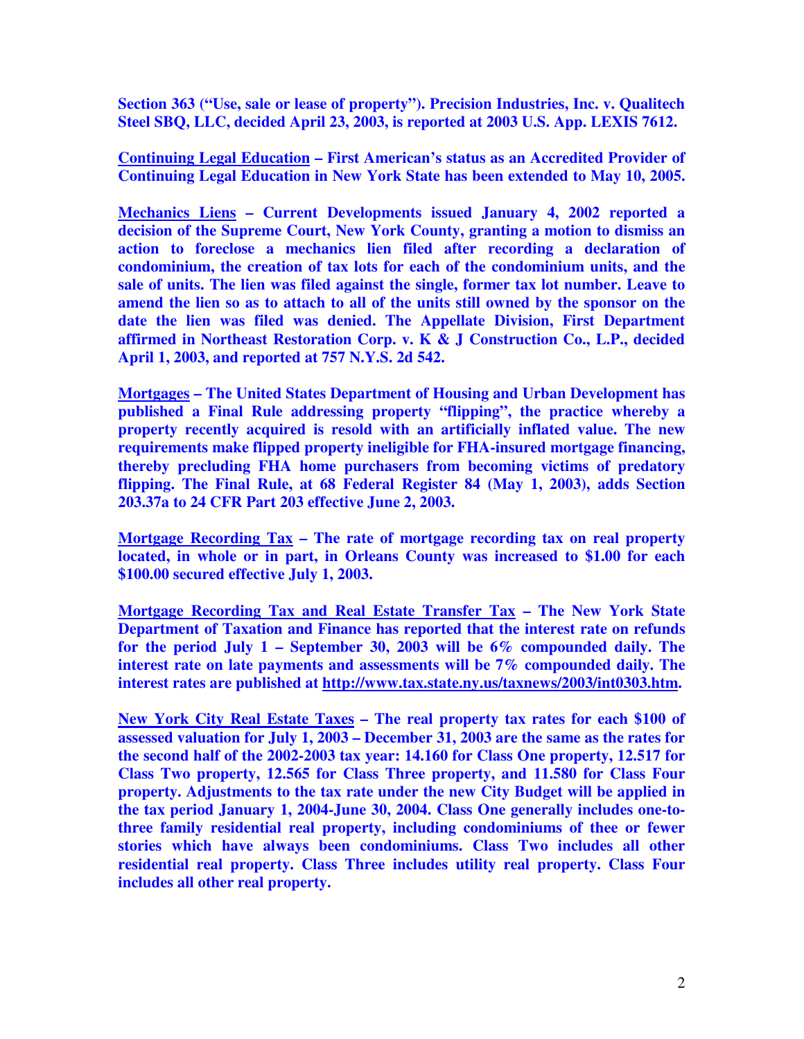**Section 363 ("Use, sale or lease of property"). Precision Industries, Inc. v. Qualitech Steel SBQ, LLC, decided April 23, 2003, is reported at 2003 U.S. App. LEXIS 7612.**

**<u>Continuing Legal Education</u> – First American's status as an Accredited Provider of Continuing Legal Education in New York State has been extended to May 10, 2005.**

**<u>Mechanics Liens</u> – Current Developments issued January 4, 2002 reported a decision of the Supreme Court, New York County, granting a motion to dismiss an action to foreclose a mechanics lien filed after recording a declaration of condominium, the creation of tax lots for each of the condominium units, and the sale of units. The lien was filed against the single, former tax lot number. Leave to amend the lien so as to attach to all of the units still owned by the sponsor on the date the lien was filed was denied. The Appellate Division, First Department affirmed in Northeast Restoration Corp. v. K & J Construction Co., L.P., decided April 1, 2003, and reported at 757 N.Y.S. 2d 542.**

**<u>Mortgages</u> – The United States Department of Housing and Urban Development has published a Final Rule addressing property "flipping", the practice whereby a property recently acquired is resold with an artificially inflated value. The new requirements make flipped property ineligible for FHA-insured mortgage financing, thereby precluding FHA home purchasers from becoming victims of predatory flipping. The Final Rule, at 68 Federal Register 84 (May 1, 2003), adds Section 203.37a to 24 CFR Part 203 effective June 2, 2003.**

**<u>Mortgage Recording Tax</u> – The rate of mortgage recording tax on real property located, in whole or in part, in Orleans County was increased to $1.00 for each $100.00 secured effective July 1, 2003.**

**<u>Mortgage Recording Tax and Real Estate Transfer Tax</u> – The New York State Department of Taxation and Finance has reported that the interest rate on refunds for the period July 1 – September 30, 2003 will be 6% compounded daily. The interest rate on late payments and assessments will be 7% compounded daily. The interest rates are published at <u>http://www.tax.state.ny.us/taxnews/2003/int0303.htm</u>.**

**<u>New York City Real Estate Taxes</u> – The real property tax rates for each $100 of assessed valuation for July 1, 2003 – December 31, 2003 are the same as the rates for the second half of the 2002-2003 tax year: 14.160 for Class One property, 12.517 for Class Two property, 12.565 for Class Three property, and 11.580 for Class Four property. Adjustments to the tax rate under the new City Budget will be applied in the tax period January 1, 2004-June 30, 2004. Class One generally includes one-to-three family residential real property, including condominiums of thee or fewer stories which have always been condominiums. Class Two includes all other residential real property. Class Three includes utility real property. Class Four includes all other real property.**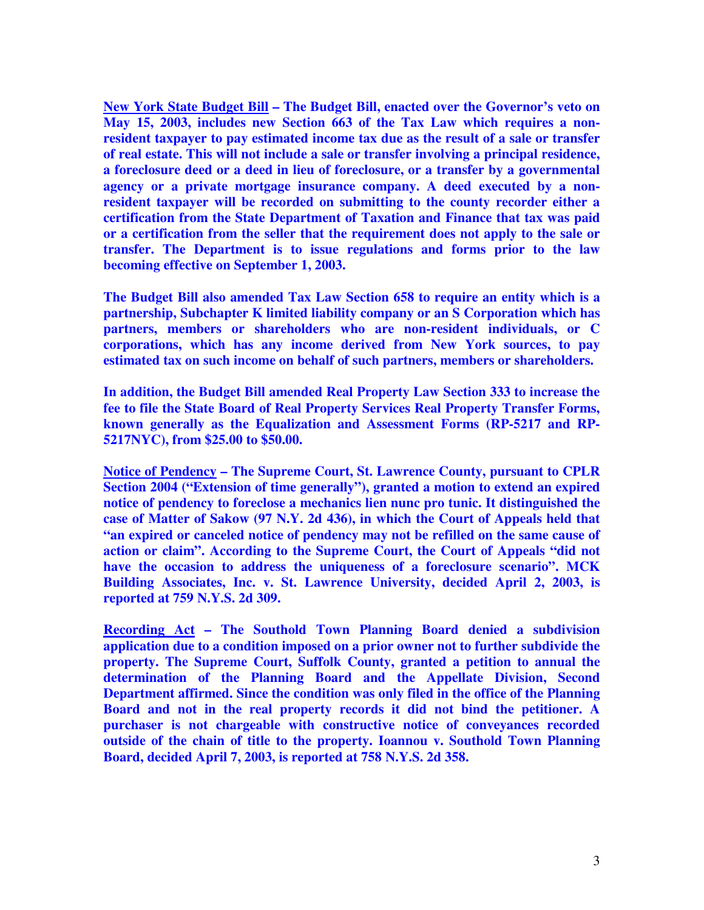**New York State Budget Bill – The Budget Bill, enacted over the Governor's veto on May 15, 2003, includes new Section 663 of the Tax Law which requires a non-resident taxpayer to pay estimated income tax due as the result of a sale or transfer of real estate. This will not include a sale or transfer involving a principal residence, a foreclosure deed or a deed in lieu of foreclosure, or a transfer by a governmental agency or a private mortgage insurance company. A deed executed by a non-resident taxpayer will be recorded on submitting to the county recorder either a certification from the State Department of Taxation and Finance that tax was paid or a certification from the seller that the requirement does not apply to the sale or transfer. The Department is to issue regulations and forms prior to the law becoming effective on September 1, 2003.**

**The Budget Bill also amended Tax Law Section 658 to require an entity which is a partnership, Subchapter K limited liability company or an S Corporation which has partners, members or shareholders who are non-resident individuals, or C corporations, which has any income derived from New York sources, to pay estimated tax on such income on behalf of such partners, members or shareholders.**

**In addition, the Budget Bill amended Real Property Law Section 333 to increase the fee to file the State Board of Real Property Services Real Property Transfer Forms, known generally as the Equalization and Assessment Forms (RP-5217 and RP-5217NYC), from $25.00 to $50.00.**

**Notice of Pendency – The Supreme Court, St. Lawrence County, pursuant to CPLR Section 2004 ("Extension of time generally"), granted a motion to extend an expired notice of pendency to foreclose a mechanics lien nunc pro tunic. It distinguished the case of Matter of Sakow (97 N.Y. 2d 436), in which the Court of Appeals held that "an expired or canceled notice of pendency may not be refilled on the same cause of action or claim". According to the Supreme Court, the Court of Appeals "did not have the occasion to address the uniqueness of a foreclosure scenario". MCK Building Associates, Inc. v. St. Lawrence University, decided April 2, 2003, is reported at 759 N.Y.S. 2d 309.**

**Recording Act – The Southold Town Planning Board denied a subdivision application due to a condition imposed on a prior owner not to further subdivide the property. The Supreme Court, Suffolk County, granted a petition to annual the determination of the Planning Board and the Appellate Division, Second Department affirmed. Since the condition was only filed in the office of the Planning Board and not in the real property records it did not bind the petitioner. A purchaser is not chargeable with constructive notice of conveyances recorded outside of the chain of title to the property. Ioannou v. Southold Town Planning Board, decided April 7, 2003, is reported at 758 N.Y.S. 2d 358.**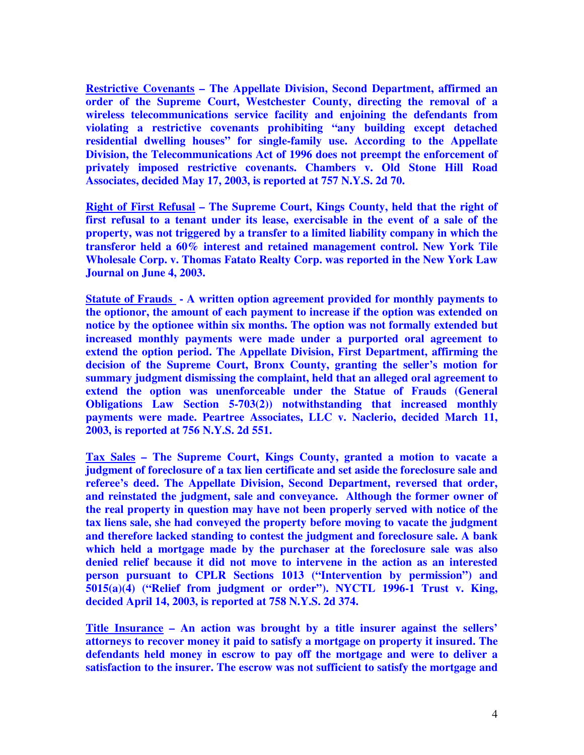**<u>Restrictive Covenants</u> – The Appellate Division, Second Department, affirmed an order of the Supreme Court, Westchester County, directing the removal of a wireless telecommunications service facility and enjoining the defendants from violating a restrictive covenants prohibiting "any building except detached residential dwelling houses" for single-family use. According to the Appellate Division, the Telecommunications Act of 1996 does not preempt the enforcement of privately imposed restrictive covenants. Chambers v. Old Stone Hill Road Associates, decided May 17, 2003, is reported at 757 N.Y.S. 2d 70.**

**<u>Right of First Refusal</u> – The Supreme Court, Kings County, held that the right of first refusal to a tenant under its lease, exercisable in the event of a sale of the property, was not triggered by a transfer to a limited liability company in which the transferor held a 60% interest and retained management control. New York Tile Wholesale Corp. v. Thomas Fatato Realty Corp. was reported in the New York Law Journal on June 4, 2003.**

**<u>Statute of Frauds</u> - A written option agreement provided for monthly payments to the optionor, the amount of each payment to increase if the option was extended on notice by the optionee within six months. The option was not formally extended but increased monthly payments were made under a purported oral agreement to extend the option period. The Appellate Division, First Department, affirming the decision of the Supreme Court, Bronx County, granting the seller's motion for summary judgment dismissing the complaint, held that an alleged oral agreement to extend the option was unenforceable under the Statue of Frauds (General Obligations Law Section 5-703(2)) notwithstanding that increased monthly payments were made. Peartree Associates, LLC v. Naclerio, decided March 11, 2003, is reported at 756 N.Y.S. 2d 551.**

**<u>Tax Sales</u> – The Supreme Court, Kings County, granted a motion to vacate a judgment of foreclosure of a tax lien certificate and set aside the foreclosure sale and referee's deed. The Appellate Division, Second Department, reversed that order, and reinstated the judgment, sale and conveyance. Although the former owner of the real property in question may have not been properly served with notice of the tax liens sale, she had conveyed the property before moving to vacate the judgment and therefore lacked standing to contest the judgment and foreclosure sale. A bank which held a mortgage made by the purchaser at the foreclosure sale was also denied relief because it did not move to intervene in the action as an interested person pursuant to CPLR Sections 1013 ("Intervention by permission") and 5015(a)(4) ("Relief from judgment or order"). NYCTL 1996-1 Trust v. King, decided April 14, 2003, is reported at 758 N.Y.S. 2d 374.**

**<u>Title Insurance</u> – An action was brought by a title insurer against the sellers' attorneys to recover money it paid to satisfy a mortgage on property it insured. The defendants held money in escrow to pay off the mortgage and were to deliver a satisfaction to the insurer. The escrow was not sufficient to satisfy the mortgage and**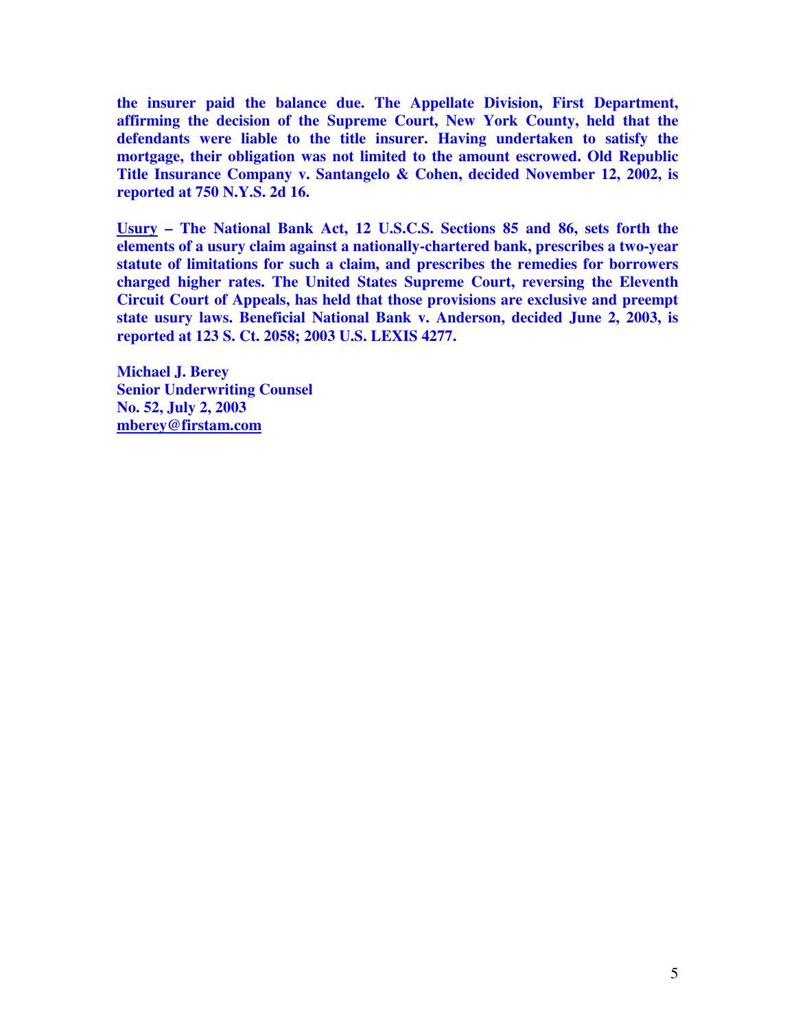**the insurer paid the balance due. The Appellate Division, First Department, affirming the decision of the Supreme Court, New York County, held that the defendants were liable to the title insurer. Having undertaken to satisfy the mortgage, their obligation was not limited to the amount escrowed. Old Republic Title Insurance Company v. Santangelo & Cohen, decided November 12, 2002, is reported at 750 N.Y.S. 2d 16.**

**<u>Usury</u> – The National Bank Act, 12 U.S.C.S. Sections 85 and 86, sets forth the elements of a usury claim against a nationally-chartered bank, prescribes a two-year statute of limitations for such a claim, and prescribes the remedies for borrowers charged higher rates. The United States Supreme Court, reversing the Eleventh Circuit Court of Appeals, has held that those provisions are exclusive and preempt state usury laws. Beneficial National Bank v. Anderson, decided June 2, 2003, is reported at 123 S. Ct. 2058; 2003 U.S. LEXIS 4277.**

**Michael J. Berey**
**Senior Underwriting Counsel**
**No. 52, July 2, 2003**
**<u>mberey@firstam.com</u>**